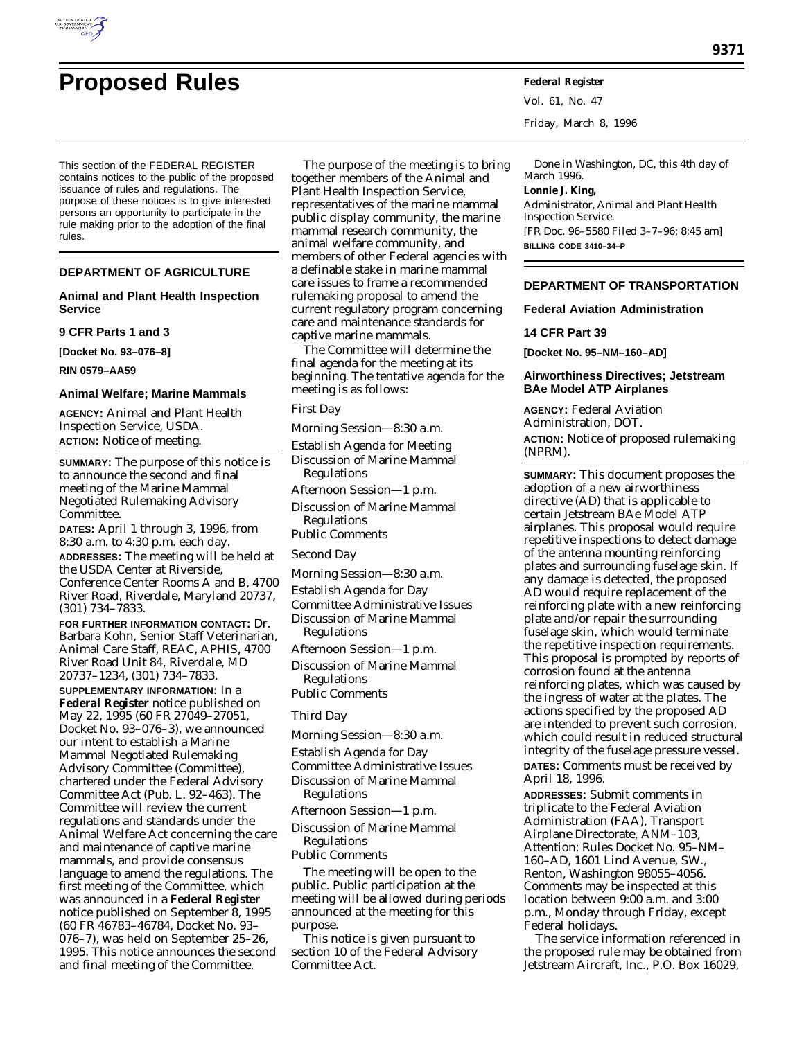# Proposed Rules

This section of the FEDERAL REGISTER contains notices to the public of the proposed issuance of rules and regulations. The purpose of these notices is to give interested persons an opportunity to participate in the rule making prior to the adoption of the final rules.

## DEPARTMENT OF AGRICULTURE

### Animal and Plant Health Inspection Service

### 9 CFR Parts 1 and 3

**[Docket No. 93–076–8]**

**RIN 0579–AA59**

### Animal Welfare; Marine Mammals

**AGENCY:** Animal and Plant Health Inspection Service, USDA.

**ACTION:** Notice of meeting.

**SUMMARY:** The purpose of this notice is to announce the second and final meeting of the Marine Mammal Negotiated Rulemaking Advisory Committee.

**DATES:** April 1 through 3, 1996, from 8:30 a.m. to 4:30 p.m. each day.

**ADDRESSES:** The meeting will be held at the USDA Center at Riverside, Conference Center Rooms A and B, 4700 River Road, Riverdale, Maryland 20737, (301) 734–7833.

**FOR FURTHER INFORMATION CONTACT:** Dr. Barbara Kohn, Senior Staff Veterinarian, Animal Care Staff, REAC, APHIS, 4700 River Road Unit 84, Riverdale, MD 20737–1234, (301) 734–7833.

**SUPPLEMENTARY INFORMATION:** In a **Federal Register** notice published on May 22, 1995 (60 FR 27049–27051, Docket No. 93–076–3), we announced our intent to establish a Marine Mammal Negotiated Rulemaking Advisory Committee (Committee), chartered under the Federal Advisory Committee Act (Pub. L. 92–463). The Committee will review the current regulations and standards under the Animal Welfare Act concerning the care and maintenance of captive marine mammals, and provide consensus language to amend the regulations. The first meeting of the Committee, which was announced in a **Federal Register** notice published on September 8, 1995 (60 FR 46783–46784, Docket No. 93–076–7), was held on September 25–26, 1995. This notice announces the second and final meeting of the Committee.

The purpose of the meeting is to bring together members of the Animal and Plant Health Inspection Service, representatives of the marine mammal public display community, the marine mammal research community, the animal welfare community, and members of other Federal agencies with a definable stake in marine mammal care issues to frame a recommended rulemaking proposal to amend the current regulatory program concerning care and maintenance standards for captive marine mammals.

The Committee will determine the final agenda for the meeting at its beginning. The tentative agenda for the meeting is as follows:

First Day

Morning Session—8:30 a.m.

Establish Agenda for Meeting
Discussion of Marine Mammal Regulations

Afternoon Session—1 p.m.

Discussion of Marine Mammal Regulations
Public Comments

Second Day

Morning Session—8:30 a.m.

Establish Agenda for Day
Committee Administrative Issues
Discussion of Marine Mammal Regulations

Afternoon Session—1 p.m.

Discussion of Marine Mammal Regulations
Public Comments

Third Day

Morning Session—8:30 a.m.

Establish Agenda for Day
Committee Administrative Issues
Discussion of Marine Mammal Regulations

Afternoon Session—1 p.m.

Discussion of Marine Mammal Regulations
Public Comments

The meeting will be open to the public. Public participation at the meeting will be allowed during periods announced at the meeting for this purpose.

This notice is given pursuant to section 10 of the Federal Advisory Committee Act.

Done in Washington, DC, this 4th day of March 1996.

**Lonnie J. King,**
Administrator, Animal and Plant Health Inspection Service.

[FR Doc. 96–5580 Filed 3–7–96; 8:45 am]

**BILLING CODE 3410–34–P**

## DEPARTMENT OF TRANSPORTATION

### Federal Aviation Administration

### 14 CFR Part 39

**[Docket No. 95–NM–160–AD]**

### Airworthiness Directives; Jetstream BAe Model ATP Airplanes

**AGENCY:** Federal Aviation Administration, DOT.

**ACTION:** Notice of proposed rulemaking (NPRM).

**SUMMARY:** This document proposes the adoption of a new airworthiness directive (AD) that is applicable to certain Jetstream BAe Model ATP airplanes. This proposal would require repetitive inspections to detect damage of the antenna mounting reinforcing plates and surrounding fuselage skin. If any damage is detected, the proposed AD would require replacement of the reinforcing plate with a new reinforcing plate and/or repair the surrounding fuselage skin, which would terminate the repetitive inspection requirements. This proposal is prompted by reports of corrosion found at the antenna reinforcing plates, which was caused by the ingress of water at the plates. The actions specified by the proposed AD are intended to prevent such corrosion, which could result in reduced structural integrity of the fuselage pressure vessel.

**DATES:** Comments must be received by April 18, 1996.

**ADDRESSES:** Submit comments in triplicate to the Federal Aviation Administration (FAA), Transport Airplane Directorate, ANM–103, Attention: Rules Docket No. 95–NM–160–AD, 1601 Lind Avenue, SW., Renton, Washington 98055–4056. Comments may be inspected at this location between 9:00 a.m. and 3:00 p.m., Monday through Friday, except Federal holidays.

The service information referenced in the proposed rule may be obtained from Jetstream Aircraft, Inc., P.O. Box 16029,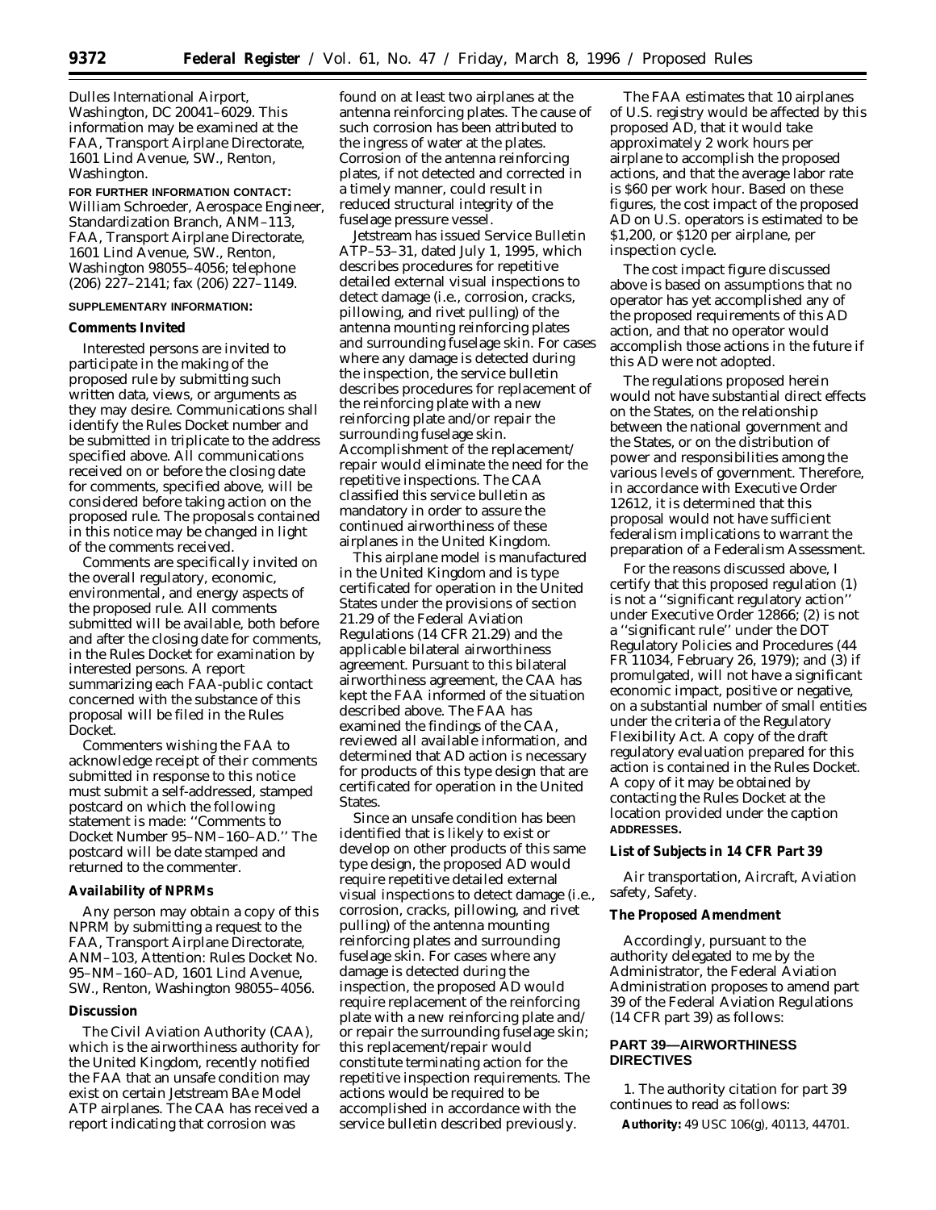Dulles International Airport, Washington, DC 20041–6029. This information may be examined at the FAA, Transport Airplane Directorate, 1601 Lind Avenue, SW., Renton, Washington.

**FOR FURTHER INFORMATION CONTACT:** William Schroeder, Aerospace Engineer, Standardization Branch, ANM–113, FAA, Transport Airplane Directorate, 1601 Lind Avenue, SW., Renton, Washington 98055–4056; telephone (206) 227–2141; fax (206) 227–1149.

**SUPPLEMENTARY INFORMATION:**

**Comments Invited**

Interested persons are invited to participate in the making of the proposed rule by submitting such written data, views, or arguments as they may desire. Communications shall identify the Rules Docket number and be submitted in triplicate to the address specified above. All communications received on or before the closing date for comments, specified above, will be considered before taking action on the proposed rule. The proposals contained in this notice may be changed in light of the comments received.

Comments are specifically invited on the overall regulatory, economic, environmental, and energy aspects of the proposed rule. All comments submitted will be available, both before and after the closing date for comments, in the Rules Docket for examination by interested persons. A report summarizing each FAA-public contact concerned with the substance of this proposal will be filed in the Rules Docket.

Commenters wishing the FAA to acknowledge receipt of their comments submitted in response to this notice must submit a self-addressed, stamped postcard on which the following statement is made: ''Comments to Docket Number 95–NM–160–AD.'' The postcard will be date stamped and returned to the commenter.

**Availability of NPRMs**

Any person may obtain a copy of this NPRM by submitting a request to the FAA, Transport Airplane Directorate, ANM–103, Attention: Rules Docket No. 95–NM–160–AD, 1601 Lind Avenue, SW., Renton, Washington 98055–4056.

**Discussion**

The Civil Aviation Authority (CAA), which is the airworthiness authority for the United Kingdom, recently notified the FAA that an unsafe condition may exist on certain Jetstream BAe Model ATP airplanes. The CAA has received a report indicating that corrosion was found on at least two airplanes at the antenna reinforcing plates. The cause of such corrosion has been attributed to the ingress of water at the plates. Corrosion of the antenna reinforcing plates, if not detected and corrected in a timely manner, could result in reduced structural integrity of the fuselage pressure vessel.

Jetstream has issued Service Bulletin ATP–53–31, dated July 1, 1995, which describes procedures for repetitive detailed external visual inspections to detect damage (i.e., corrosion, cracks, pillowing, and rivet pulling) of the antenna mounting reinforcing plates and surrounding fuselage skin. For cases where any damage is detected during the inspection, the service bulletin describes procedures for replacement of the reinforcing plate with a new reinforcing plate and/or repair the surrounding fuselage skin. Accomplishment of the replacement/repair would eliminate the need for the repetitive inspections. The CAA classified this service bulletin as mandatory in order to assure the continued airworthiness of these airplanes in the United Kingdom.

This airplane model is manufactured in the United Kingdom and is type certificated for operation in the United States under the provisions of section 21.29 of the Federal Aviation Regulations (14 CFR 21.29) and the applicable bilateral airworthiness agreement. Pursuant to this bilateral airworthiness agreement, the CAA has kept the FAA informed of the situation described above. The FAA has examined the findings of the CAA, reviewed all available information, and determined that AD action is necessary for products of this type design that are certificated for operation in the United States.

Since an unsafe condition has been identified that is likely to exist or develop on other products of this same type design, the proposed AD would require repetitive detailed external visual inspections to detect damage (i.e., corrosion, cracks, pillowing, and rivet pulling) of the antenna mounting reinforcing plates and surrounding fuselage skin. For cases where any damage is detected during the inspection, the proposed AD would require replacement of the reinforcing plate with a new reinforcing plate and/or repair the surrounding fuselage skin; this replacement/repair would constitute terminating action for the repetitive inspection requirements. The actions would be required to be accomplished in accordance with the service bulletin described previously.

The FAA estimates that 10 airplanes of U.S. registry would be affected by this proposed AD, that it would take approximately 2 work hours per airplane to accomplish the proposed actions, and that the average labor rate is $60 per work hour. Based on these figures, the cost impact of the proposed AD on U.S. operators is estimated to be $1,200, or $120 per airplane, per inspection cycle.

The cost impact figure discussed above is based on assumptions that no operator has yet accomplished any of the proposed requirements of this AD action, and that no operator would accomplish those actions in the future if this AD were not adopted.

The regulations proposed herein would not have substantial direct effects on the States, on the relationship between the national government and the States, or on the distribution of power and responsibilities among the various levels of government. Therefore, in accordance with Executive Order 12612, it is determined that this proposal would not have sufficient federalism implications to warrant the preparation of a Federalism Assessment.

For the reasons discussed above, I certify that this proposed regulation (1) is not a ''significant regulatory action'' under Executive Order 12866; (2) is not a ''significant rule'' under the DOT Regulatory Policies and Procedures (44 FR 11034, February 26, 1979); and (3) if promulgated, will not have a significant economic impact, positive or negative, on a substantial number of small entities under the criteria of the Regulatory Flexibility Act. A copy of the draft regulatory evaluation prepared for this action is contained in the Rules Docket. A copy of it may be obtained by contacting the Rules Docket at the location provided under the caption **ADDRESSES.**

**List of Subjects in 14 CFR Part 39**

Air transportation, Aircraft, Aviation safety, Safety.

**The Proposed Amendment**

Accordingly, pursuant to the authority delegated to me by the Administrator, the Federal Aviation Administration proposes to amend part 39 of the Federal Aviation Regulations (14 CFR part 39) as follows:

## PART 39—AIRWORTHINESS DIRECTIVES

1. The authority citation for part 39 continues to read as follows:

**Authority:** 49 USC 106(g), 40113, 44701.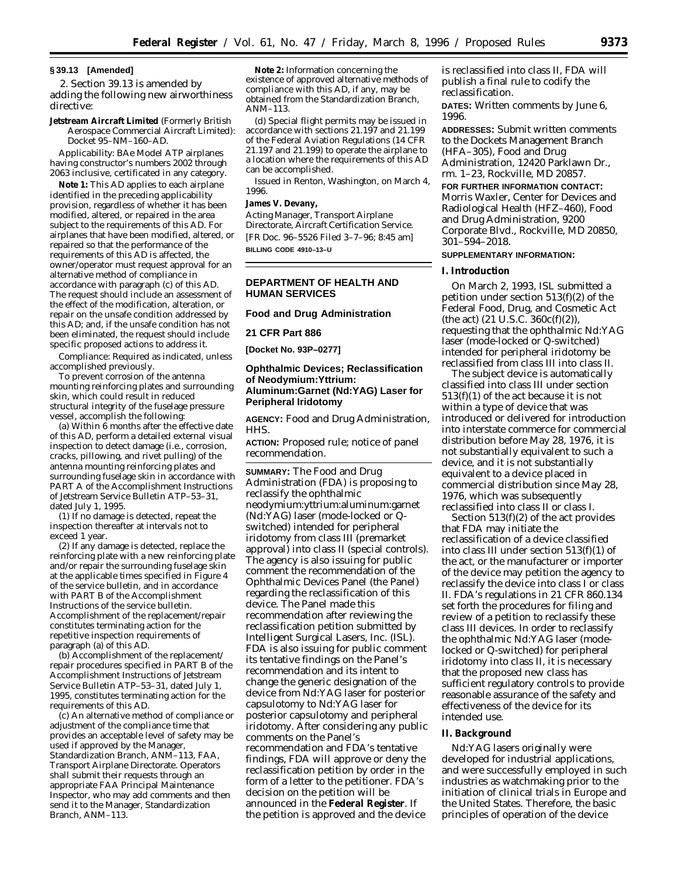## § 39.13 [Amended]

2. Section 39.13 is amended by adding the following new airworthiness directive:

**Jetstream Aircraft Limited** (Formerly British Aerospace Commercial Aircraft Limited): Docket 95–NM–160–AD.

*Applicability:* BAe Model ATP airplanes having constructor's numbers 2002 through 2063 inclusive, certificated in any category.

**Note 1:** This AD applies to each airplane identified in the preceding applicability provision, regardless of whether it has been modified, altered, or repaired in the area subject to the requirements of this AD. For airplanes that have been modified, altered, or repaired so that the performance of the requirements of this AD is affected, the owner/operator must request approval for an alternative method of compliance in accordance with paragraph (c) of this AD. The request should include an assessment of the effect of the modification, alteration, or repair on the unsafe condition addressed by this AD; and, if the unsafe condition has not been eliminated, the request should include specific proposed actions to address it.

*Compliance:* Required as indicated, unless accomplished previously.

To prevent corrosion of the antenna mounting reinforcing plates and surrounding skin, which could result in reduced structural integrity of the fuselage pressure vessel, accomplish the following:

(a) Within 6 months after the effective date of this AD, perform a detailed external visual inspection to detect damage (i.e., corrosion, cracks, pillowing, and rivet pulling) of the antenna mounting reinforcing plates and surrounding fuselage skin in accordance with PART A of the Accomplishment Instructions of Jetstream Service Bulletin ATP–53–31, dated July 1, 1995.

(1) If no damage is detected, repeat the inspection thereafter at intervals not to exceed 1 year.

(2) If any damage is detected, replace the reinforcing plate with a new reinforcing plate and/or repair the surrounding fuselage skin at the applicable times specified in Figure 4 of the service bulletin, and in accordance with PART B of the Accomplishment Instructions of the service bulletin. Accomplishment of the replacement/repair constitutes terminating action for the repetitive inspection requirements of paragraph (a) of this AD.

(b) Accomplishment of the replacement/repair procedures specified in PART B of the Accomplishment Instructions of Jetstream Service Bulletin ATP–53–31, dated July 1, 1995, constitutes terminating action for the requirements of this AD.

(c) An alternative method of compliance or adjustment of the compliance time that provides an acceptable level of safety may be used if approved by the Manager, Standardization Branch, ANM–113, FAA, Transport Airplane Directorate. Operators shall submit their requests through an appropriate FAA Principal Maintenance Inspector, who may add comments and then send it to the Manager, Standardization Branch, ANM–113.

**Note 2:** Information concerning the existence of approved alternative methods of compliance with this AD, if any, may be obtained from the Standardization Branch, ANM–113.

(d) Special flight permits may be issued in accordance with sections 21.197 and 21.199 of the Federal Aviation Regulations (14 CFR 21.197 and 21.199) to operate the airplane to a location where the requirements of this AD can be accomplished.

Issued in Renton, Washington, on March 4, 1996.

**James V. Devany,**

*Acting Manager, Transport Airplane Directorate, Aircraft Certification Service.*

[FR Doc. 96–5526 Filed 3–7–96; 8:45 am]

**BILLING CODE 4910–13–U**

---

# DEPARTMENT OF HEALTH AND HUMAN SERVICES

## Food and Drug Administration

## 21 CFR Part 886

**[Docket No. 93P–0277]**

## Ophthalmic Devices; Reclassification of Neodymium:Yttrium:Aluminum:Garnet (Nd:YAG) Laser for Peripheral Iridotomy

**AGENCY:** Food and Drug Administration, HHS.

**ACTION:** Proposed rule; notice of panel recommendation.

**SUMMARY:** The Food and Drug Administration (FDA) is proposing to reclassify the ophthalmic neodymium:yttrium:aluminum:garnet (Nd:YAG) laser (mode-locked or Q-switched) intended for peripheral iridotomy from class III (premarket approval) into class II (special controls). The agency is also issuing for public comment the recommendation of the Ophthalmic Devices Panel (the Panel) regarding the reclassification of this device. The Panel made this recommendation after reviewing the reclassification petition submitted by Intelligent Surgical Lasers, Inc. (ISL). FDA is also issuing for public comment its tentative findings on the Panel's recommendation and its intent to change the generic designation of the device from Nd:YAG laser for posterior capsulotomy to Nd:YAG laser for posterior capsulotomy and peripheral iridotomy. After considering any public comments on the Panel's recommendation and FDA's tentative findings, FDA will approve or deny the reclassification petition by order in the form of a letter to the petitioner. FDA's decision on the petition will be announced in the **Federal Register**. If the petition is approved and the device is reclassified into class II, FDA will publish a final rule to codify the reclassification.

**DATES:** Written comments by June 6, 1996.

**ADDRESSES:** Submit written comments to the Dockets Management Branch (HFA–305), Food and Drug Administration, 12420 Parklawn Dr., rm. 1–23, Rockville, MD 20857.

**FOR FURTHER INFORMATION CONTACT:** Morris Waxler, Center for Devices and Radiological Health (HFZ–460), Food and Drug Administration, 9200 Corporate Blvd., Rockville, MD 20850, 301–594–2018.

**SUPPLEMENTARY INFORMATION:**

### I. Introduction

On March 2, 1993, ISL submitted a petition under section 513(f)(2) of the Federal Food, Drug, and Cosmetic Act (the act) (21 U.S.C. 360c(f)(2)), requesting that the ophthalmic Nd:YAG laser (mode-locked or Q-switched) intended for peripheral iridotomy be reclassified from class III into class II.

The subject device is automatically classified into class III under section 513(f)(1) of the act because it is not within a type of device that was introduced or delivered for introduction into interstate commerce for commercial distribution before May 28, 1976, it is not substantially equivalent to such a device, and it is not substantially equivalent to a device placed in commercial distribution since May 28, 1976, which was subsequently reclassified into class II or class I.

Section 513(f)(2) of the act provides that FDA may initiate the reclassification of a device classified into class III under section 513(f)(1) of the act, or the manufacturer or importer of the device may petition the agency to reclassify the device into class I or class II. FDA's regulations in 21 CFR 860.134 set forth the procedures for filing and review of a petition to reclassify these class III devices. In order to reclassify the ophthalmic Nd:YAG laser (mode-locked or Q-switched) for peripheral iridotomy into class II, it is necessary that the proposed new class has sufficient regulatory controls to provide reasonable assurance of the safety and effectiveness of the device for its intended use.

### II. Background

Nd:YAG lasers originally were developed for industrial applications, and were successfully employed in such industries as watchmaking prior to the initiation of clinical trials in Europe and the United States. Therefore, the basic principles of operation of the device